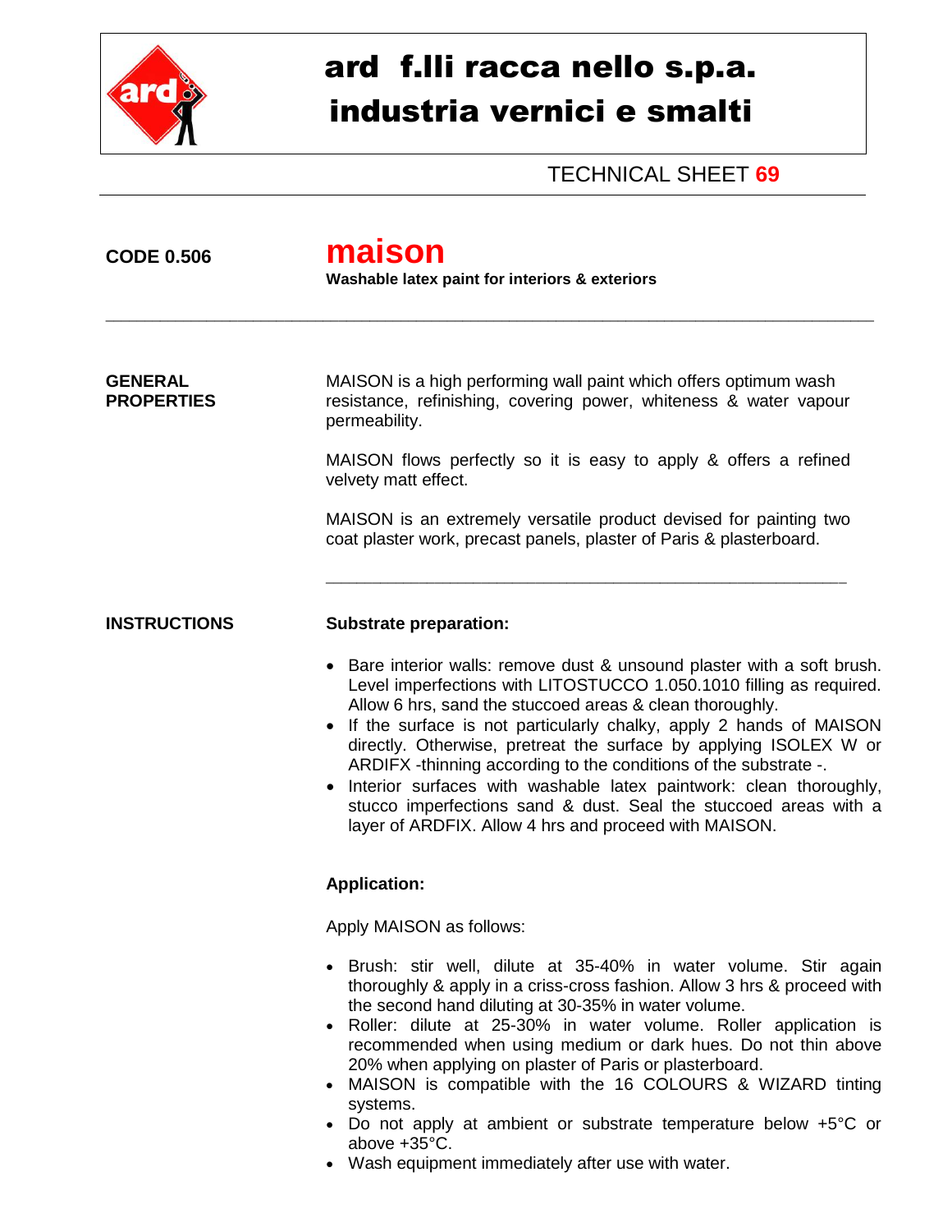# ard f.lli racca nello s.p.a.
# industria vernici e smalti

TECHNICAL SHEET **69**

**CODE 0.506**

# maison

**Washable latex paint for interiors & exteriors**

---

## GENERAL PROPERTIES

MAISON is a high performing wall paint which offers optimum wash resistance, refinishing, covering power, whiteness & water vapour permeability.

MAISON flows perfectly so it is easy to apply & offers a refined velvety matt effect.

MAISON is an extremely versatile product devised for painting two coat plaster work, precast panels, plaster of Paris & plasterboard.

---

## INSTRUCTIONS

**Substrate preparation:**

- Bare interior walls: remove dust & unsound plaster with a soft brush. Level imperfections with LITOSTUCCO 1.050.1010 filling as required. Allow 6 hrs, sand the stuccoed areas & clean thoroughly.
- If the surface is not particularly chalky, apply 2 hands of MAISON directly. Otherwise, pretreat the surface by applying ISOLEX W or ARDIFX -thinning according to the conditions of the substrate -.
- Interior surfaces with washable latex paintwork: clean thoroughly, stucco imperfections sand & dust. Seal the stuccoed areas with a layer of ARDFIX. Allow 4 hrs and proceed with MAISON.

**Application:**

Apply MAISON as follows:

- Brush: stir well, dilute at 35-40% in water volume. Stir again thoroughly & apply in a criss-cross fashion. Allow 3 hrs & proceed with the second hand diluting at 30-35% in water volume.
- Roller: dilute at 25-30% in water volume. Roller application is recommended when using medium or dark hues. Do not thin above 20% when applying on plaster of Paris or plasterboard.
- MAISON is compatible with the 16 COLOURS & WIZARD tinting systems.
- Do not apply at ambient or substrate temperature below +5°C or above +35°C.
- Wash equipment immediately after use with water.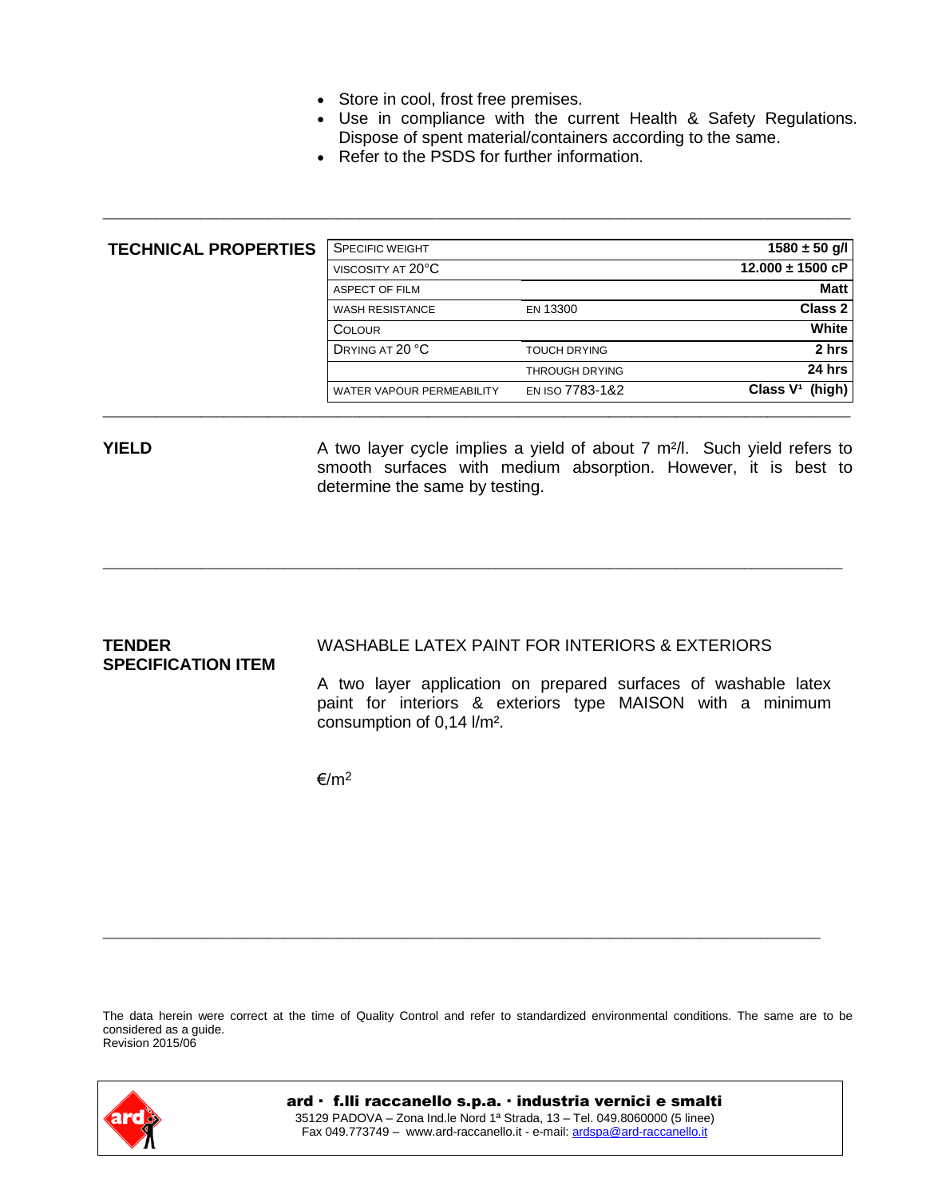- Store in cool, frost free premises.
- Use in compliance with the current Health & Safety Regulations. Dispose of spent material/containers according to the same.
- Refer to the PSDS for further information.

## TECHNICAL PROPERTIES

| | | |
|---|---|---|
| SPECIFIC WEIGHT | | **1580 ± 50 g/l** |
| VISCOSITY AT 20°C | | **12.000 ± 1500 cP** |
| ASPECT OF FILM | | **Matt** |
| WASH RESISTANCE | EN 13300 | **Class 2** |
| COLOUR | | **White** |
| DRYING AT 20 °C | TOUCH DRYING | **2 hrs** |
| | THROUGH DRYING | **24 hrs** |
| WATER VAPOUR PERMEABILITY | EN ISO 7783-1&2 | **Class V[1] (high)** |

## YIELD

A two layer cycle implies a yield of about 7 m²/l. Such yield refers to smooth surfaces with medium absorption. However, it is best to determine the same by testing.

## TENDER SPECIFICATION ITEM

WASHABLE LATEX PAINT FOR INTERIORS & EXTERIORS

A two layer application on prepared surfaces of washable latex paint for interiors & exteriors type MAISON with a minimum consumption of 0,14 l/m².

€/m²

The data herein were correct at the time of Quality Control and refer to standardized environmental conditions. The same are to be considered as a guide.
Revision 2015/06

**ard · f.lli raccanello s.p.a. · industria vernici e smalti**
35129 PADOVA – Zona Ind.le Nord 1ª Strada, 13 – Tel. 049.8060000 (5 linee)
Fax 049.773749 – www.ard-raccanello.it - e-mail: ardspa@ard-raccanello.it